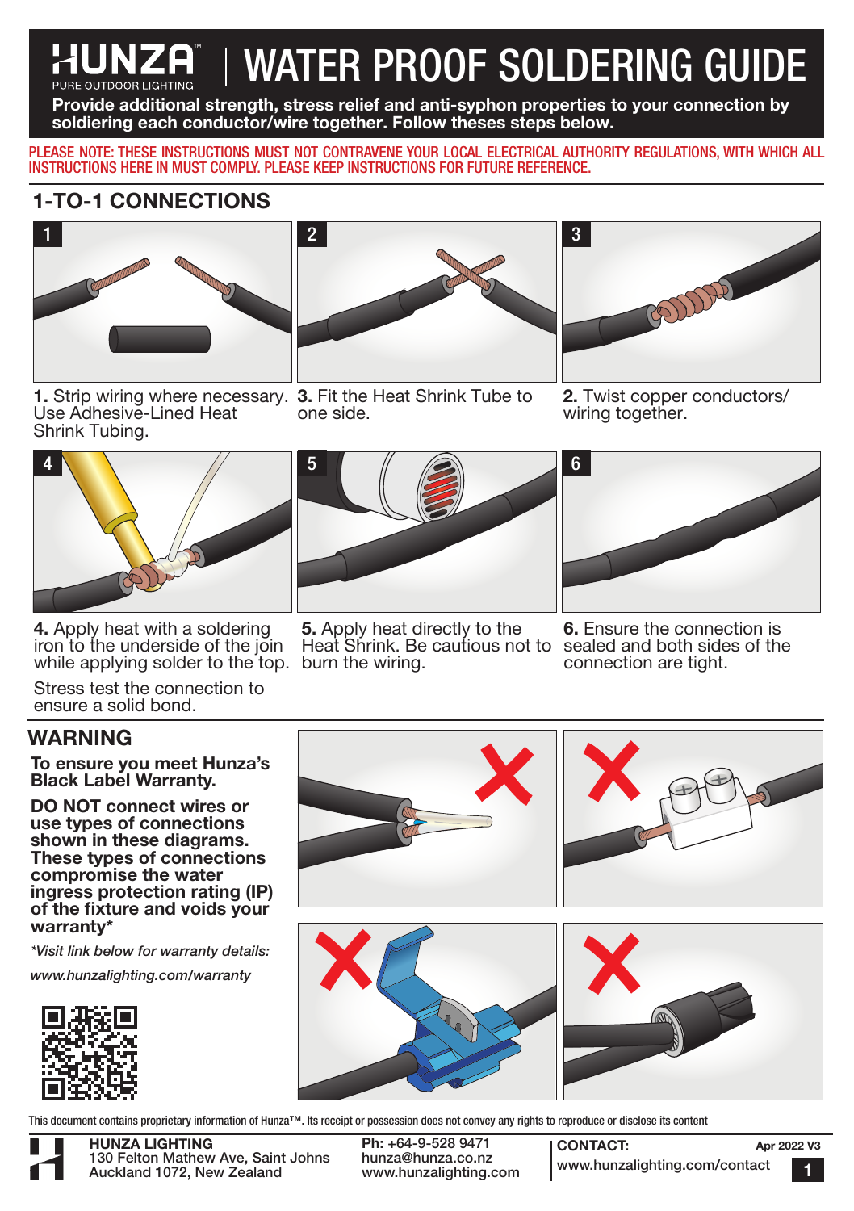# HUNZA™ PURE OUTDOOR LIGHTING | WATER PROOF SOLDERING GUIDE

**Provide additional strength, stress relief and anti-syphon properties to your connection by soldiering each conductor/wire together. Follow theses steps below.**

PLEASE NOTE: THESE INSTRUCTIONS MUST NOT CONTRAVENE YOUR LOCAL ELECTRICAL AUTHORITY REGULATIONS, WITH WHICH ALL INSTRUCTIONS HERE IN MUST COMPLY. PLEASE KEEP INSTRUCTIONS FOR FUTURE REFERENCE.

## 1-TO-1 CONNECTIONS

**1.** Strip wiring where necessary. Use Adhesive-Lined Heat Shrink Tubing.

**3.** Fit the Heat Shrink Tube to one side.

**2.** Twist copper conductors/ wiring together.

**4.** Apply heat with a soldering iron to the underside of the join while applying solder to the top.

Stress test the connection to ensure a solid bond.

**5.** Apply heat directly to the Heat Shrink. Be cautious not to burn the wiring.

**6.** Ensure the connection is sealed and both sides of the connection are tight.

## WARNING

**To ensure you meet Hunza's Black Label Warranty.**

**DO NOT connect wires or use types of connections shown in these diagrams. These types of connections compromise the water ingress protection rating (IP) of the fixture and voids your warranty***

*\*Visit link below for warranty details:*

*www.hunzalighting.com/warranty*

This document contains proprietary information of Hunza™. Its receipt or possession does not convey any rights to reproduce or disclose its content

**HUNZA LIGHTING**
130 Felton Mathew Ave, Saint Johns
Auckland 1072, New Zealand

**Ph:** +64-9-528 9471
hunza@hunza.co.nz
www.hunzalighting.com

**CONTACT:**
www.hunzalighting.com/contact

**Apr 2022 V3**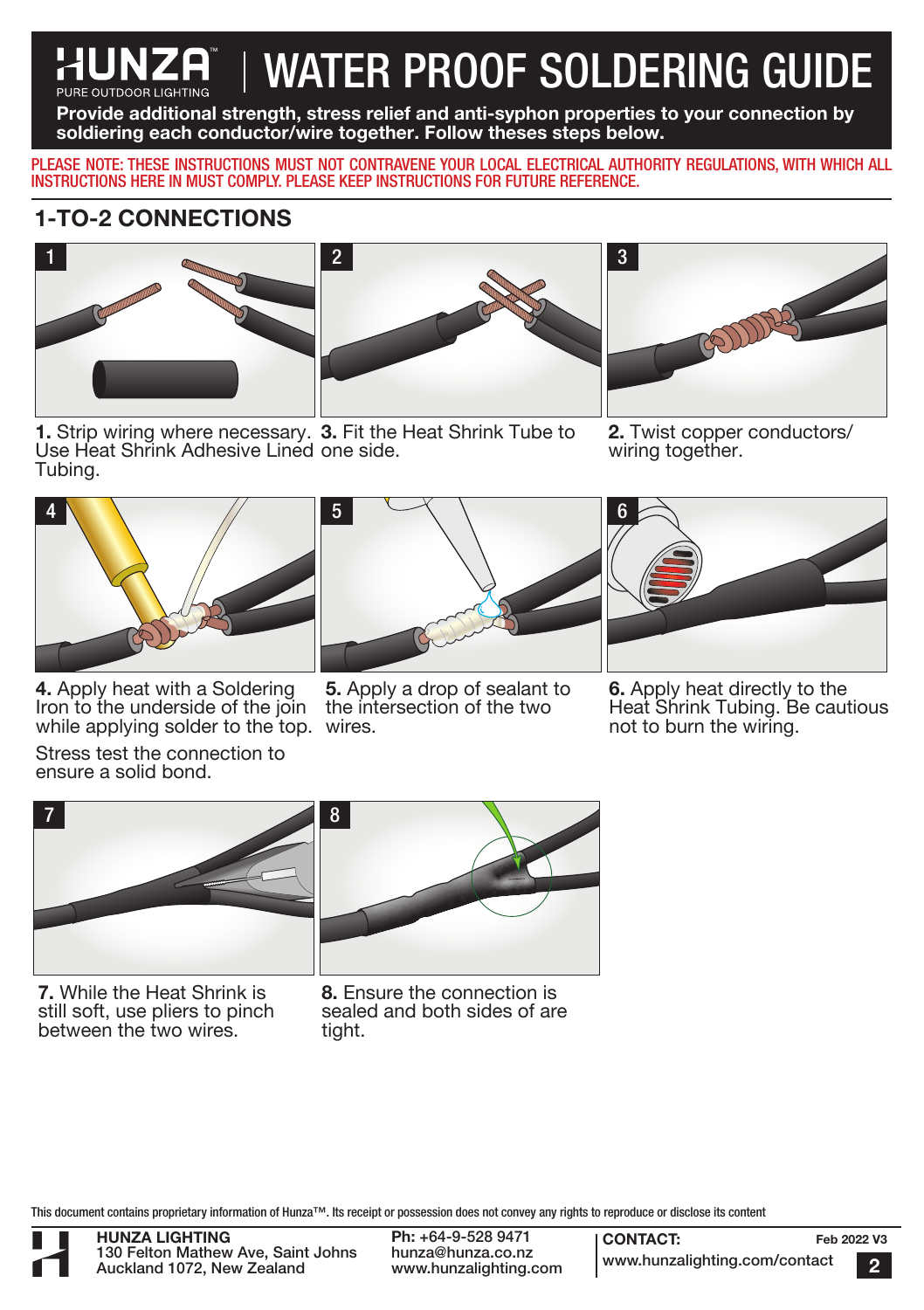# HUNZA | WATER PROOF SOLDERING GUIDE

PURE OUTDOOR LIGHTING

**Provide additional strength, stress relief and anti-syphon properties to your connection by soldiering each conductor/wire together. Follow theses steps below.**

PLEASE NOTE: THESE INSTRUCTIONS MUST NOT CONTRAVENE YOUR LOCAL ELECTRICAL AUTHORITY REGULATIONS, WITH WHICH ALL INSTRUCTIONS HERE IN MUST COMPLY. PLEASE KEEP INSTRUCTIONS FOR FUTURE REFERENCE.

## 1-TO-2 CONNECTIONS

**1.** Strip wiring where necessary. Use Heat Shrink Adhesive Lined Tubing.

**3.** Fit the Heat Shrink Tube to one side.

**2.** Twist copper conductors/ wiring together.

**4.** Apply heat with a Soldering Iron to the underside of the join while applying solder to the top.

Stress test the connection to ensure a solid bond.

**5.** Apply a drop of sealant to the intersection of the two wires.

**6.** Apply heat directly to the Heat Shrink Tubing. Be cautious not to burn the wiring.

**7.** While the Heat Shrink is still soft, use pliers to pinch between the two wires.

**8.** Ensure the connection is sealed and both sides of are tight.

This document contains proprietary information of Hunza™. Its receipt or possession does not convey any rights to reproduce or disclose its content

**HUNZA LIGHTING**
130 Felton Mathew Ave, Saint Johns
Auckland 1072, New Zealand

Ph: +64-9-528 9471
hunza@hunza.co.nz
www.hunzalighting.com

**CONTACT:**
www.hunzalighting.com/contact

Feb 2022 V3